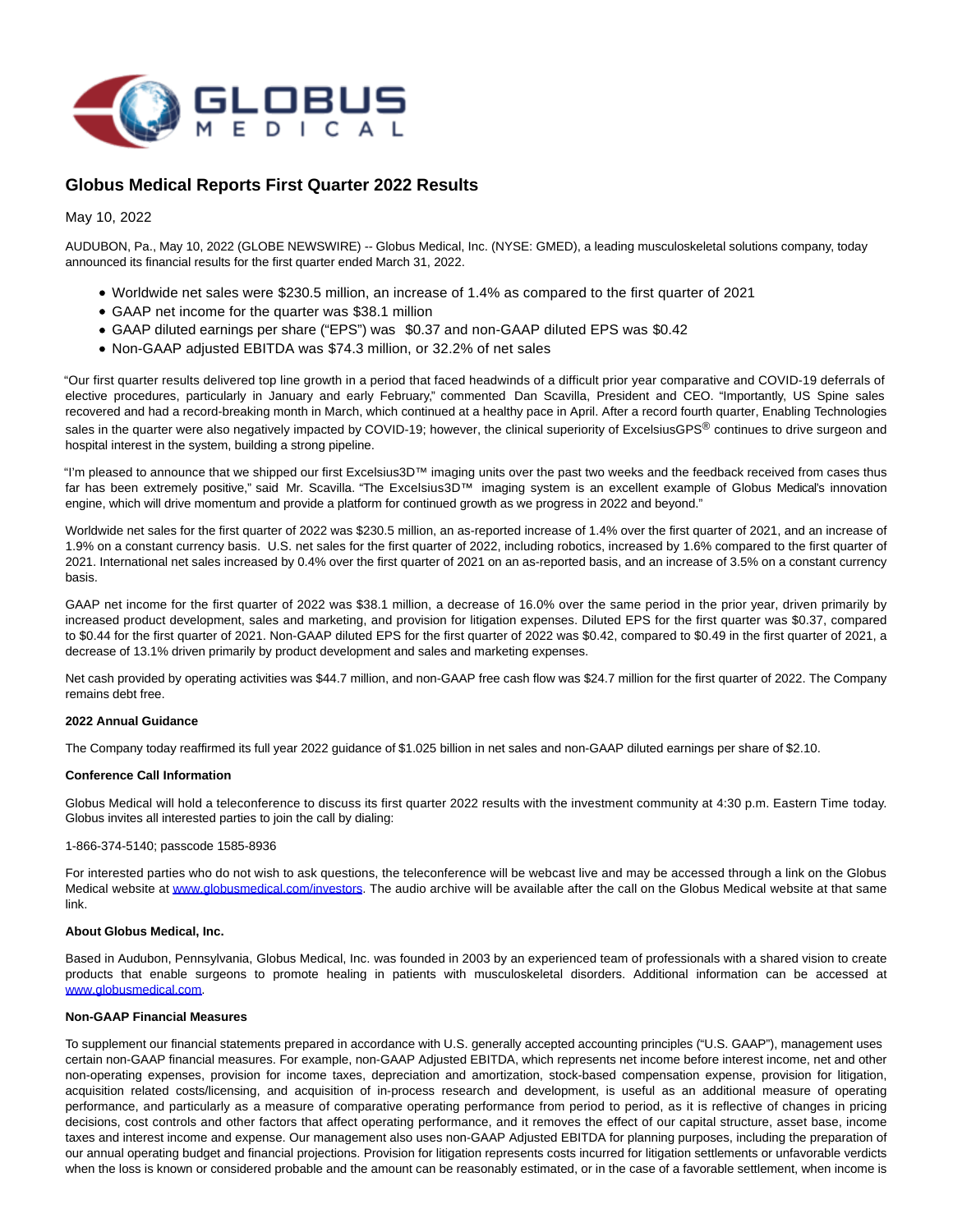# Globus Medical Reports First Quarter 2022 Results

May 10, 2022

AUDUBON, Pa., May 10, 2022 (GLOBE NEWSWIRE) -- Globus Medical, Inc. (NYSE: GMED), a leading musculoskeletal solutions company, today announced its financial results for the first quarter ended March 31, 2022.

- Worldwide net sales were $230.5 million, an increase of 1.4% as compared to the first quarter of 2021
- GAAP net income for the quarter was $38.1 million
- GAAP diluted earnings per share ("EPS") was $0.37 and non-GAAP diluted EPS was $0.42
- Non-GAAP adjusted EBITDA was $74.3 million, or 32.2% of net sales

"Our first quarter results delivered top line growth in a period that faced headwinds of a difficult prior year comparative and COVID-19 deferrals of elective procedures, particularly in January and early February," commented Dan Scavilla, President and CEO. "Importantly, US Spine sales recovered and had a record-breaking month in March, which continued at a healthy pace in April. After a record fourth quarter, Enabling Technologies sales in the quarter were also negatively impacted by COVID-19; however, the clinical superiority of ExcelsiusGPS® continues to drive surgeon and hospital interest in the system, building a strong pipeline.

"I'm pleased to announce that we shipped our first Excelsius3D™ imaging units over the past two weeks and the feedback received from cases thus far has been extremely positive," said Mr. Scavilla. "The Excelsius3D™ imaging system is an excellent example of Globus Medical's innovation engine, which will drive momentum and provide a platform for continued growth as we progress in 2022 and beyond."

Worldwide net sales for the first quarter of 2022 was $230.5 million, an as-reported increase of 1.4% over the first quarter of 2021, and an increase of 1.9% on a constant currency basis. U.S. net sales for the first quarter of 2022, including robotics, increased by 1.6% compared to the first quarter of 2021. International net sales increased by 0.4% over the first quarter of 2021 on an as-reported basis, and an increase of 3.5% on a constant currency basis.

GAAP net income for the first quarter of 2022 was $38.1 million, a decrease of 16.0% over the same period in the prior year, driven primarily by increased product development, sales and marketing, and provision for litigation expenses. Diluted EPS for the first quarter was $0.37, compared to $0.44 for the first quarter of 2021. Non-GAAP diluted EPS for the first quarter of 2022 was $0.42, compared to $0.49 in the first quarter of 2021, a decrease of 13.1% driven primarily by product development and sales and marketing expenses.

Net cash provided by operating activities was $44.7 million, and non-GAAP free cash flow was $24.7 million for the first quarter of 2022. The Company remains debt free.

**2022 Annual Guidance**

The Company today reaffirmed its full year 2022 guidance of $1.025 billion in net sales and non-GAAP diluted earnings per share of $2.10.

**Conference Call Information**

Globus Medical will hold a teleconference to discuss its first quarter 2022 results with the investment community at 4:30 p.m. Eastern Time today. Globus invites all interested parties to join the call by dialing:

1-866-374-5140; passcode 1585-8936

For interested parties who do not wish to ask questions, the teleconference will be webcast live and may be accessed through a link on the Globus Medical website at www.globusmedical.com/investors. The audio archive will be available after the call on the Globus Medical website at that same link.

**About Globus Medical, Inc.**

Based in Audubon, Pennsylvania, Globus Medical, Inc. was founded in 2003 by an experienced team of professionals with a shared vision to create products that enable surgeons to promote healing in patients with musculoskeletal disorders. Additional information can be accessed at www.globusmedical.com.

**Non-GAAP Financial Measures**

To supplement our financial statements prepared in accordance with U.S. generally accepted accounting principles ("U.S. GAAP"), management uses certain non-GAAP financial measures. For example, non-GAAP Adjusted EBITDA, which represents net income before interest income, net and other non-operating expenses, provision for income taxes, depreciation and amortization, stock-based compensation expense, provision for litigation, acquisition related costs/licensing, and acquisition of in-process research and development, is useful as an additional measure of operating performance, and particularly as a measure of comparative operating performance from period to period, as it is reflective of changes in pricing decisions, cost controls and other factors that affect operating performance, and it removes the effect of our capital structure, asset base, income taxes and interest income and expense. Our management also uses non-GAAP Adjusted EBITDA for planning purposes, including the preparation of our annual operating budget and financial projections. Provision for litigation represents costs incurred for litigation settlements or unfavorable verdicts when the loss is known or considered probable and the amount can be reasonably estimated, or in the case of a favorable settlement, when income is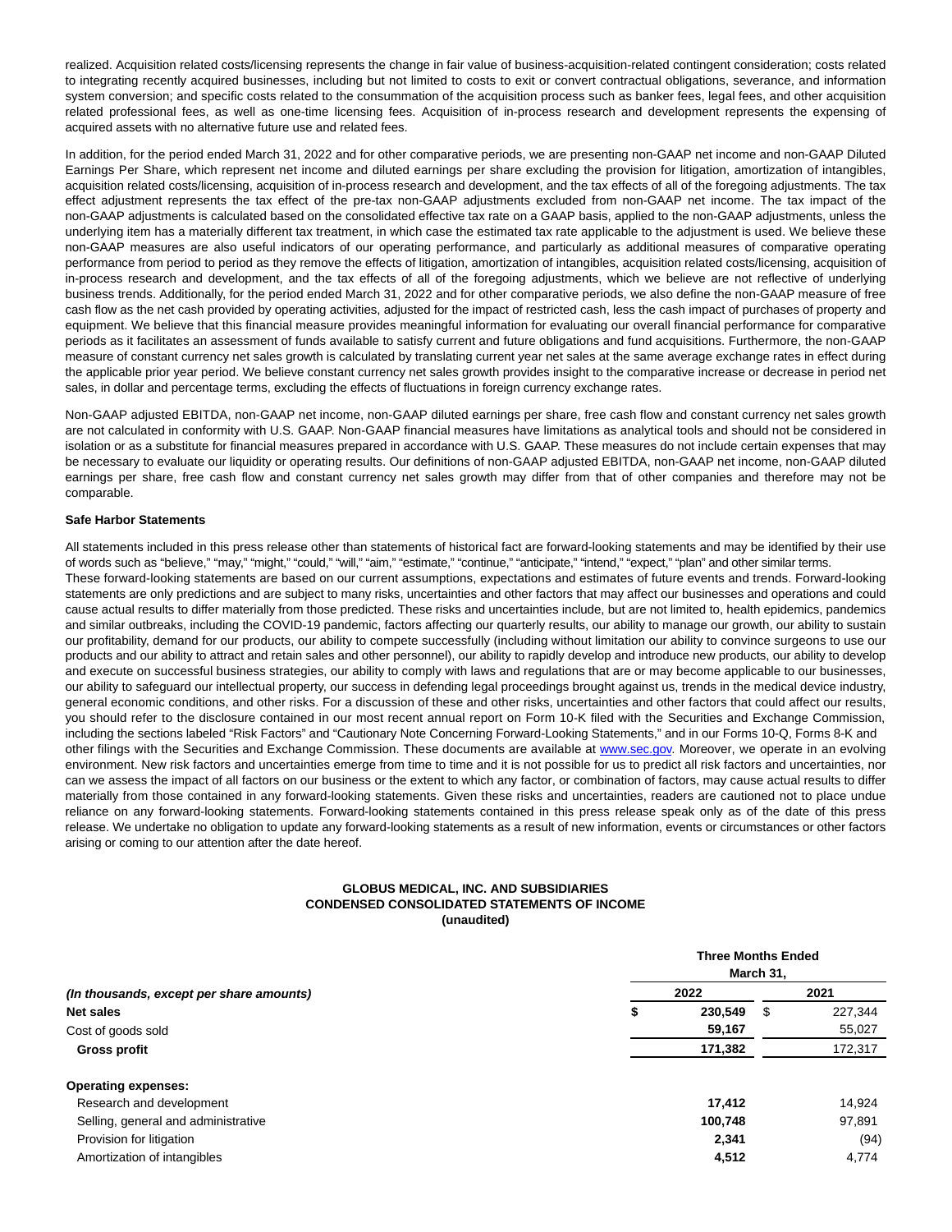realized. Acquisition related costs/licensing represents the change in fair value of business-acquisition-related contingent consideration; costs related to integrating recently acquired businesses, including but not limited to costs to exit or convert contractual obligations, severance, and information system conversion; and specific costs related to the consummation of the acquisition process such as banker fees, legal fees, and other acquisition related professional fees, as well as one-time licensing fees. Acquisition of in-process research and development represents the expensing of acquired assets with no alternative future use and related fees.

In addition, for the period ended March 31, 2022 and for other comparative periods, we are presenting non-GAAP net income and non-GAAP Diluted Earnings Per Share, which represent net income and diluted earnings per share excluding the provision for litigation, amortization of intangibles, acquisition related costs/licensing, acquisition of in-process research and development, and the tax effects of all of the foregoing adjustments. The tax effect adjustment represents the tax effect of the pre-tax non-GAAP adjustments excluded from non-GAAP net income. The tax impact of the non-GAAP adjustments is calculated based on the consolidated effective tax rate on a GAAP basis, applied to the non-GAAP adjustments, unless the underlying item has a materially different tax treatment, in which case the estimated tax rate applicable to the adjustment is used. We believe these non-GAAP measures are also useful indicators of our operating performance, and particularly as additional measures of comparative operating performance from period to period as they remove the effects of litigation, amortization of intangibles, acquisition related costs/licensing, acquisition of in-process research and development, and the tax effects of all of the foregoing adjustments, which we believe are not reflective of underlying business trends. Additionally, for the period ended March 31, 2022 and for other comparative periods, we also define the non-GAAP measure of free cash flow as the net cash provided by operating activities, adjusted for the impact of restricted cash, less the cash impact of purchases of property and equipment. We believe that this financial measure provides meaningful information for evaluating our overall financial performance for comparative periods as it facilitates an assessment of funds available to satisfy current and future obligations and fund acquisitions. Furthermore, the non-GAAP measure of constant currency net sales growth is calculated by translating current year net sales at the same average exchange rates in effect during the applicable prior year period. We believe constant currency net sales growth provides insight to the comparative increase or decrease in period net sales, in dollar and percentage terms, excluding the effects of fluctuations in foreign currency exchange rates.

Non-GAAP adjusted EBITDA, non-GAAP net income, non-GAAP diluted earnings per share, free cash flow and constant currency net sales growth are not calculated in conformity with U.S. GAAP. Non-GAAP financial measures have limitations as analytical tools and should not be considered in isolation or as a substitute for financial measures prepared in accordance with U.S. GAAP. These measures do not include certain expenses that may be necessary to evaluate our liquidity or operating results. Our definitions of non-GAAP adjusted EBITDA, non-GAAP net income, non-GAAP diluted earnings per share, free cash flow and constant currency net sales growth may differ from that of other companies and therefore may not be comparable.

**Safe Harbor Statements**

All statements included in this press release other than statements of historical fact are forward-looking statements and may be identified by their use of words such as "believe," "may," "might," "could," "will," "aim," "estimate," "continue," "anticipate," "intend," "expect," "plan" and other similar terms. These forward-looking statements are based on our current assumptions, expectations and estimates of future events and trends. Forward-looking statements are only predictions and are subject to many risks, uncertainties and other factors that may affect our businesses and operations and could cause actual results to differ materially from those predicted. These risks and uncertainties include, but are not limited to, health epidemics, pandemics and similar outbreaks, including the COVID-19 pandemic, factors affecting our quarterly results, our ability to manage our growth, our ability to sustain our profitability, demand for our products, our ability to compete successfully (including without limitation our ability to convince surgeons to use our products and our ability to attract and retain sales and other personnel), our ability to rapidly develop and introduce new products, our ability to develop and execute on successful business strategies, our ability to comply with laws and regulations that are or may become applicable to our businesses, our ability to safeguard our intellectual property, our success in defending legal proceedings brought against us, trends in the medical device industry, general economic conditions, and other risks. For a discussion of these and other risks, uncertainties and other factors that could affect our results, you should refer to the disclosure contained in our most recent annual report on Form 10-K filed with the Securities and Exchange Commission, including the sections labeled "Risk Factors" and "Cautionary Note Concerning Forward-Looking Statements," and in our Forms 10-Q, Forms 8-K and other filings with the Securities and Exchange Commission. These documents are available at www.sec.gov. Moreover, we operate in an evolving environment. New risk factors and uncertainties emerge from time to time and it is not possible for us to predict all risk factors and uncertainties, nor can we assess the impact of all factors on our business or the extent to which any factor, or combination of factors, may cause actual results to differ materially from those contained in any forward-looking statements. Given these risks and uncertainties, readers are cautioned not to place undue reliance on any forward-looking statements. Forward-looking statements contained in this press release speak only as of the date of this press release. We undertake no obligation to update any forward-looking statements as a result of new information, events or circumstances or other factors arising or coming to our attention after the date hereof.

**GLOBUS MEDICAL, INC. AND SUBSIDIARIES**
**CONDENSED CONSOLIDATED STATEMENTS OF INCOME**
**(unaudited)**

| | Three Months Ended March 31, | |
|---|---|---|
| *(In thousands, except per share amounts)* | **2022** | 2021 |
| **Net sales** | **$ 230,549** | $ 227,344 |
| Cost of goods sold | **59,167** | 55,027 |
| **Gross profit** | **171,382** | 172,317 |
| | | |
| **Operating expenses:** | | |
| Research and development | **17,412** | 14,924 |
| Selling, general and administrative | **100,748** | 97,891 |
| Provision for litigation | **2,341** | (94) |
| Amortization of intangibles | **4,512** | 4,774 |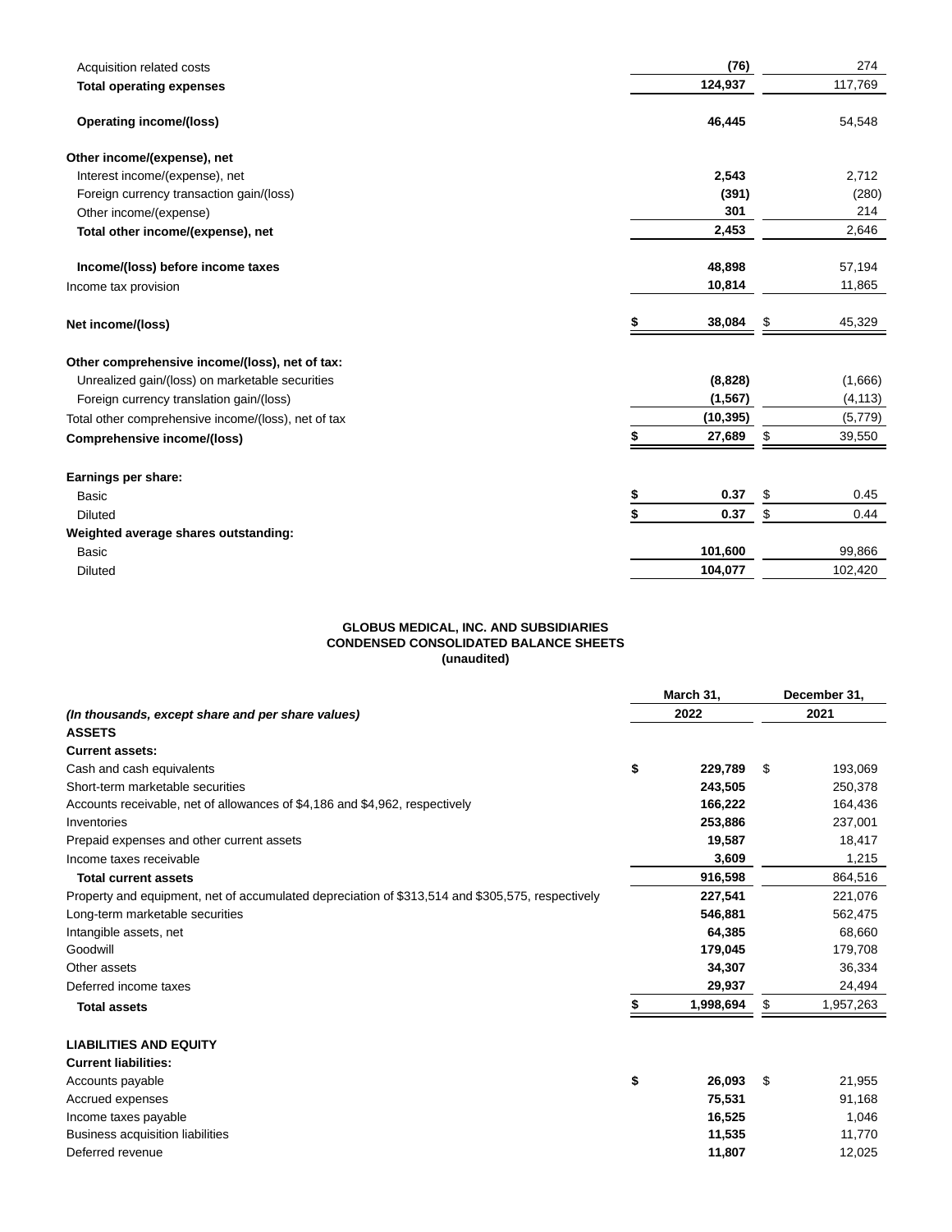| | | |
|---|---|---|
| Acquisition related costs | **(76)** | 274 |
| **Total operating expenses** | **124,937** | 117,769 |
| **Operating income/(loss)** | **46,445** | 54,548 |
| **Other income/(expense), net** | | |
| Interest income/(expense), net | **2,543** | 2,712 |
| Foreign currency transaction gain/(loss) | **(391)** | (280) |
| Other income/(expense) | **301** | 214 |
| **Total other income/(expense), net** | **2,453** | 2,646 |
| **Income/(loss) before income taxes** | **48,898** | 57,194 |
| Income tax provision | **10,814** | 11,865 |
| **Net income/(loss)** | **$ 38,084** | $ 45,329 |
| **Other comprehensive income/(loss), net of tax:** | | |
| Unrealized gain/(loss) on marketable securities | **(8,828)** | (1,666) |
| Foreign currency translation gain/(loss) | **(1,567)** | (4,113) |
| Total other comprehensive income/(loss), net of tax | **(10,395)** | (5,779) |
| **Comprehensive income/(loss)** | **$ 27,689** | $ 39,550 |
| **Earnings per share:** | | |
| Basic | **$ 0.37** | $ 0.45 |
| Diluted | **$ 0.37** | $ 0.44 |
| **Weighted average shares outstanding:** | | |
| Basic | **101,600** | 99,866 |
| Diluted | **104,077** | 102,420 |

**GLOBUS MEDICAL, INC. AND SUBSIDIARIES**
**CONDENSED CONSOLIDATED BALANCE SHEETS**
**(unaudited)**

| *(In thousands, except share and per share values)* | March 31, 2022 | December 31, 2021 |
|---|---|---|
| **ASSETS** | | |
| **Current assets:** | | |
| Cash and cash equivalents | **$ 229,789** | $ 193,069 |
| Short-term marketable securities | **243,505** | 250,378 |
| Accounts receivable, net of allowances of $4,186 and $4,962, respectively | **166,222** | 164,436 |
| Inventories | **253,886** | 237,001 |
| Prepaid expenses and other current assets | **19,587** | 18,417 |
| Income taxes receivable | **3,609** | 1,215 |
| **Total current assets** | **916,598** | 864,516 |
| Property and equipment, net of accumulated depreciation of $313,514 and $305,575, respectively | **227,541** | 221,076 |
| Long-term marketable securities | **546,881** | 562,475 |
| Intangible assets, net | **64,385** | 68,660 |
| Goodwill | **179,045** | 179,708 |
| Other assets | **34,307** | 36,334 |
| Deferred income taxes | **29,937** | 24,494 |
| **Total assets** | **$ 1,998,694** | $ 1,957,263 |
| **LIABILITIES AND EQUITY** | | |
| **Current liabilities:** | | |
| Accounts payable | **$ 26,093** | $ 21,955 |
| Accrued expenses | **75,531** | 91,168 |
| Income taxes payable | **16,525** | 1,046 |
| Business acquisition liabilities | **11,535** | 11,770 |
| Deferred revenue | **11,807** | 12,025 |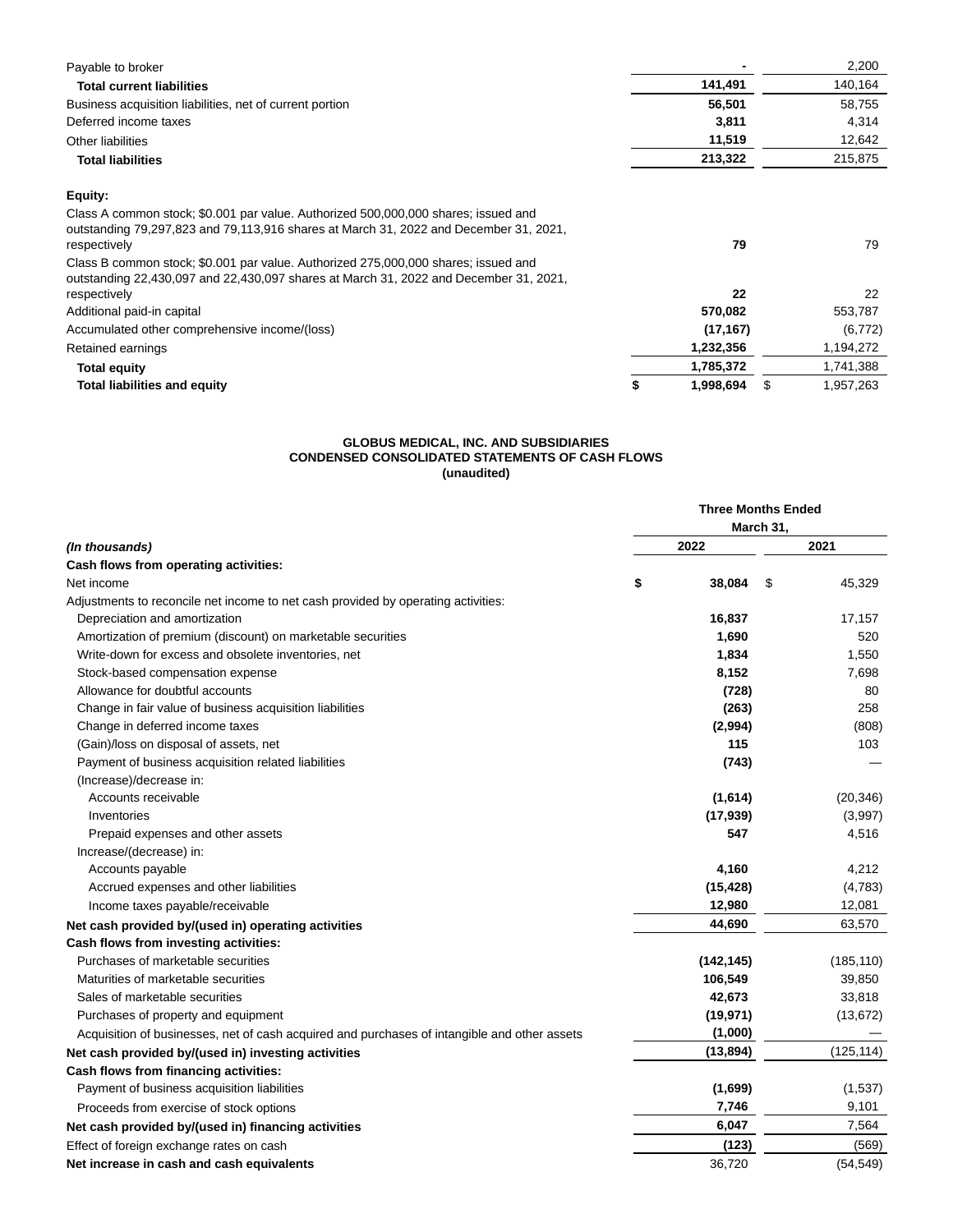| | | |
|---|---|---|
| Payable to broker | - | 2,200 |
| **Total current liabilities** | **141,491** | 140,164 |
| Business acquisition liabilities, net of current portion | **56,501** | 58,755 |
| Deferred income taxes | **3,811** | 4,314 |
| Other liabilities | **11,519** | 12,642 |
| **Total liabilities** | **213,322** | 215,875 |
| | | |
| **Equity:** | | |
| Class A common stock; $0.001 par value. Authorized 500,000,000 shares; issued and outstanding 79,297,823 and 79,113,916 shares at March 31, 2022 and December 31, 2021, respectively | **79** | 79 |
| Class B common stock; $0.001 par value. Authorized 275,000,000 shares; issued and outstanding 22,430,097 and 22,430,097 shares at March 31, 2022 and December 31, 2021, respectively | **22** | 22 |
| Additional paid-in capital | **570,082** | 553,787 |
| Accumulated other comprehensive income/(loss) | **(17,167)** | (6,772) |
| Retained earnings | **1,232,356** | 1,194,272 |
| **Total equity** | **1,785,372** | 1,741,388 |
| **Total liabilities and equity** | **$ 1,998,694** | $ 1,957,263 |

**GLOBUS MEDICAL, INC. AND SUBSIDIARIES**
**CONDENSED CONSOLIDATED STATEMENTS OF CASH FLOWS**
**(unaudited)**

| | Three Months Ended March 31, | |
|---|---|---|
| *(In thousands)* | **2022** | **2021** |
| **Cash flows from operating activities:** | | |
| Net income | **$ 38,084** | $ 45,329 |
| Adjustments to reconcile net income to net cash provided by operating activities: | | |
| Depreciation and amortization | **16,837** | 17,157 |
| Amortization of premium (discount) on marketable securities | **1,690** | 520 |
| Write-down for excess and obsolete inventories, net | **1,834** | 1,550 |
| Stock-based compensation expense | **8,152** | 7,698 |
| Allowance for doubtful accounts | **(728)** | 80 |
| Change in fair value of business acquisition liabilities | **(263)** | 258 |
| Change in deferred income taxes | **(2,994)** | (808) |
| (Gain)/loss on disposal of assets, net | **115** | 103 |
| Payment of business acquisition related liabilities | **(743)** | — |
| (Increase)/decrease in: | | |
| Accounts receivable | **(1,614)** | (20,346) |
| Inventories | **(17,939)** | (3,997) |
| Prepaid expenses and other assets | **547** | 4,516 |
| Increase/(decrease) in: | | |
| Accounts payable | **4,160** | 4,212 |
| Accrued expenses and other liabilities | **(15,428)** | (4,783) |
| Income taxes payable/receivable | **12,980** | 12,081 |
| **Net cash provided by/(used in) operating activities** | **44,690** | 63,570 |
| **Cash flows from investing activities:** | | |
| Purchases of marketable securities | **(142,145)** | (185,110) |
| Maturities of marketable securities | **106,549** | 39,850 |
| Sales of marketable securities | **42,673** | 33,818 |
| Purchases of property and equipment | **(19,971)** | (13,672) |
| Acquisition of businesses, net of cash acquired and purchases of intangible and other assets | **(1,000)** | — |
| **Net cash provided by/(used in) investing activities** | **(13,894)** | (125,114) |
| **Cash flows from financing activities:** | | |
| Payment of business acquisition liabilities | **(1,699)** | (1,537) |
| Proceeds from exercise of stock options | **7,746** | 9,101 |
| **Net cash provided by/(used in) financing activities** | **6,047** | 7,564 |
| Effect of foreign exchange rates on cash | **(123)** | (569) |
| **Net increase in cash and cash equivalents** | 36,720 | (54,549) |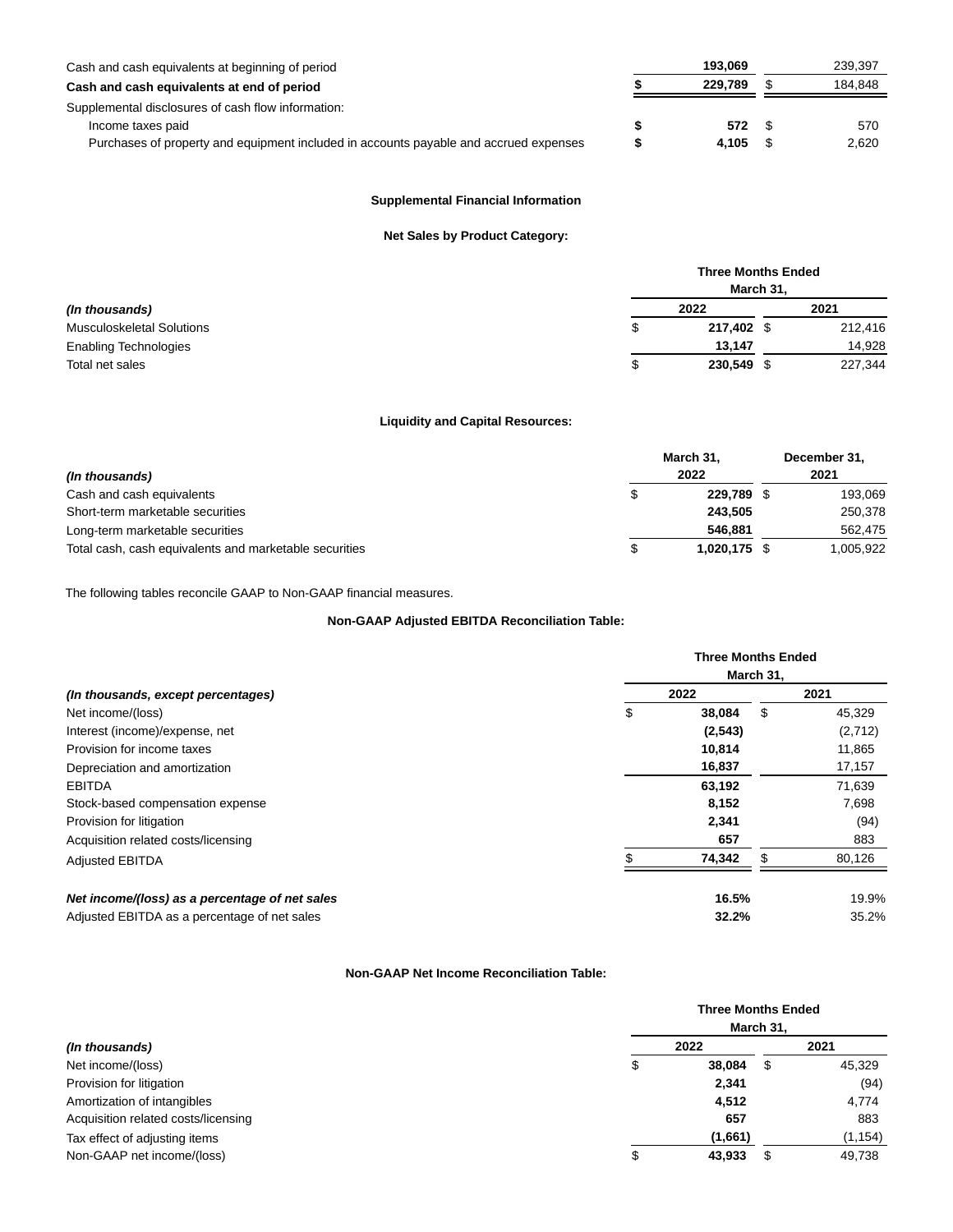| | | |
|---|---|---|
| Cash and cash equivalents at beginning of period | **193,069** | 239,397 |
| **Cash and cash equivalents at end of period** | **$ 229,789** | $ 184,848 |
| Supplemental disclosures of cash flow information: | | |
| Income taxes paid | **$ 572** | $ 570 |
| Purchases of property and equipment included in accounts payable and accrued expenses | **$ 4,105** | $ 2,620 |

**Supplemental Financial Information**

**Net Sales by Product Category:**

| | Three Months Ended March 31, | |
|---|---|---|
| ***(In thousands)*** | **2022** | **2021** |
| Musculoskeletal Solutions | **$ 217,402** | $ 212,416 |
| Enabling Technologies | **13,147** | 14,928 |
| Total net sales | **$ 230,549** | $ 227,344 |

**Liquidity and Capital Resources:**

| ***(In thousands)*** | **March 31, 2022** | **December 31, 2021** |
|---|---|---|
| Cash and cash equivalents | **$ 229,789** | $ 193,069 |
| Short-term marketable securities | **243,505** | 250,378 |
| Long-term marketable securities | **546,881** | 562,475 |
| Total cash, cash equivalents and marketable securities | **$ 1,020,175** | $ 1,005,922 |

The following tables reconcile GAAP to Non-GAAP financial measures.

**Non-GAAP Adjusted EBITDA Reconciliation Table:**

| | Three Months Ended March 31, | |
|---|---|---|
| ***(In thousands, except percentages)*** | **2022** | **2021** |
| Net income/(loss) | **$ 38,084** | $ 45,329 |
| Interest (income)/expense, net | **(2,543)** | (2,712) |
| Provision for income taxes | **10,814** | 11,865 |
| Depreciation and amortization | **16,837** | 17,157 |
| EBITDA | **63,192** | 71,639 |
| Stock-based compensation expense | **8,152** | 7,698 |
| Provision for litigation | **2,341** | (94) |
| Acquisition related costs/licensing | **657** | 883 |
| Adjusted EBITDA | **$ 74,342** | $ 80,126 |
| | | |
| ***Net income/(loss) as a percentage of net sales*** | **16.5%** | 19.9% |
| Adjusted EBITDA as a percentage of net sales | **32.2%** | 35.2% |

**Non-GAAP Net Income Reconciliation Table:**

| | Three Months Ended March 31, | |
|---|---|---|
| ***(In thousands)*** | **2022** | **2021** |
| Net income/(loss) | **$ 38,084** | $ 45,329 |
| Provision for litigation | **2,341** | (94) |
| Amortization of intangibles | **4,512** | 4,774 |
| Acquisition related costs/licensing | **657** | 883 |
| Tax effect of adjusting items | **(1,661)** | (1,154) |
| Non-GAAP net income/(loss) | **$ 43,933** | $ 49,738 |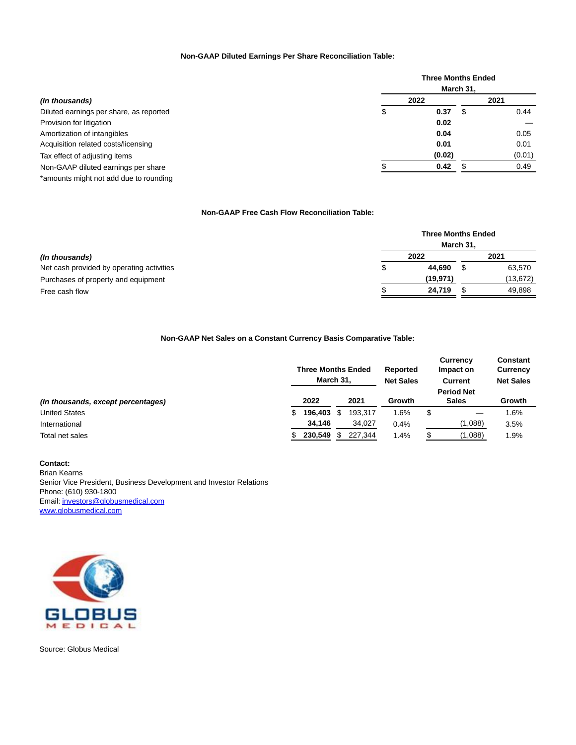**Non-GAAP Diluted Earnings Per Share Reconciliation Table:**

| | Three Months Ended March 31, | |
|---|---|---|
| *(In thousands)* | 2022 | 2021 |
| Diluted earnings per share, as reported | $ **0.37** | $ 0.44 |
| Provision for litigation | **0.02** | — |
| Amortization of intangibles | **0.04** | 0.05 |
| Acquisition related costs/licensing | **0.01** | 0.01 |
| Tax effect of adjusting items | **(0.02)** | (0.01) |
| Non-GAAP diluted earnings per share | $ **0.42** | $ 0.49 |

*amounts might not add due to rounding

**Non-GAAP Free Cash Flow Reconciliation Table:**

| | Three Months Ended March 31, | |
|---|---|---|
| *(In thousands)* | 2022 | 2021 |
| Net cash provided by operating activities | $ **44,690** | $ 63,570 |
| Purchases of property and equipment | **(19,971)** | (13,672) |
| Free cash flow | $ **24,719** | $ 49,898 |

**Non-GAAP Net Sales on a Constant Currency Basis Comparative Table:**

| | Three Months Ended March 31, | | Reported Net Sales | Currency Impact on Current Period Net Sales | Constant Currency Net Sales |
|---|---|---|---|---|---|
| *(In thousands, except percentages)* | 2022 | 2021 | Growth | | Growth |
| United States | $ **196,403** | $ 193,317 | 1.6% | $ — | 1.6% |
| International | **34,146** | 34,027 | 0.4% | (1,088) | 3.5% |
| Total net sales | $ **230,549** | $ 227,344 | 1.4% | $ (1,088) | 1.9% |

**Contact:**
Brian Kearns
Senior Vice President, Business Development and Investor Relations
Phone: (610) 930-1800
Email: investors@globusmedical.com
www.globusmedical.com

GLOBUS MEDICAL

Source: Globus Medical